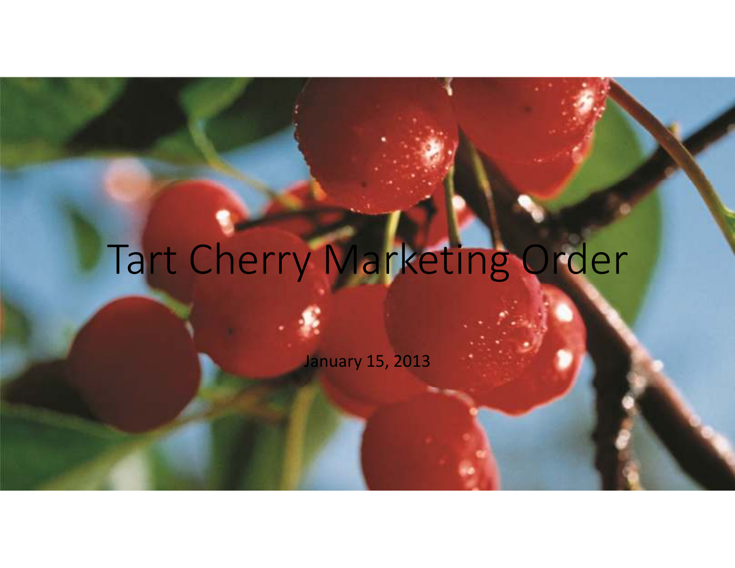# Tart Cherry Marketing Order

January 15, 2013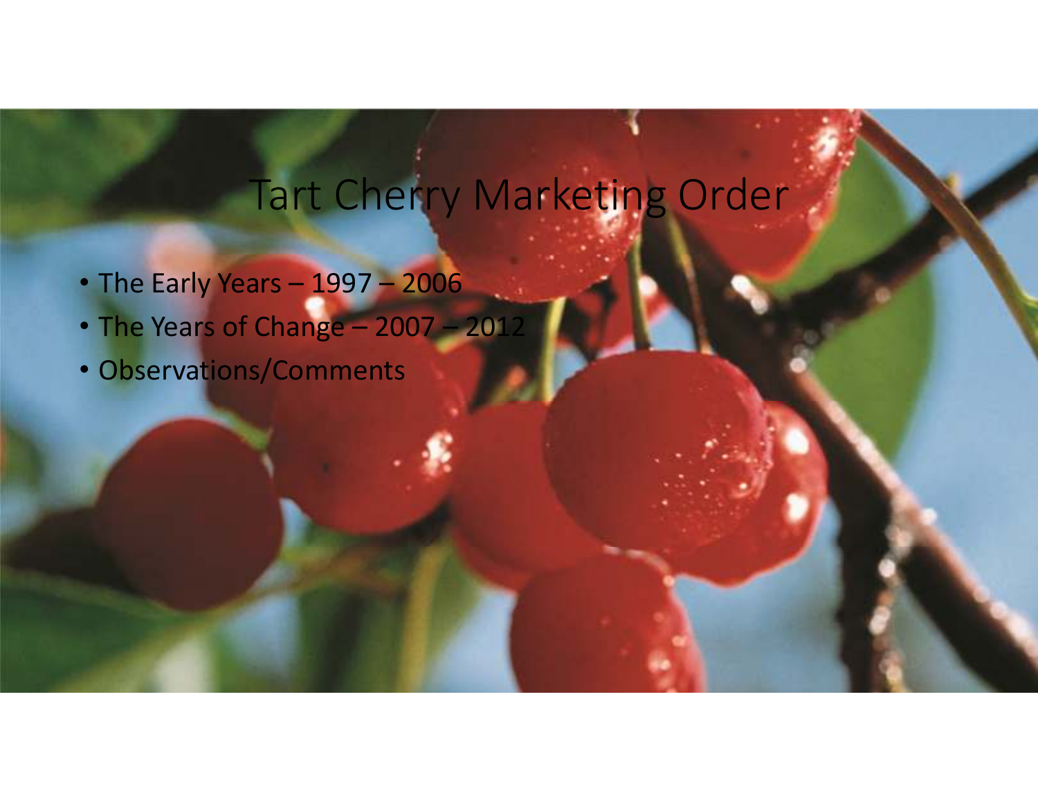# Tart Cherry Marketing Order

- The Early Years – 1997 – 2006
- The Years of Change – 2007 – 2012
- Observations/Comments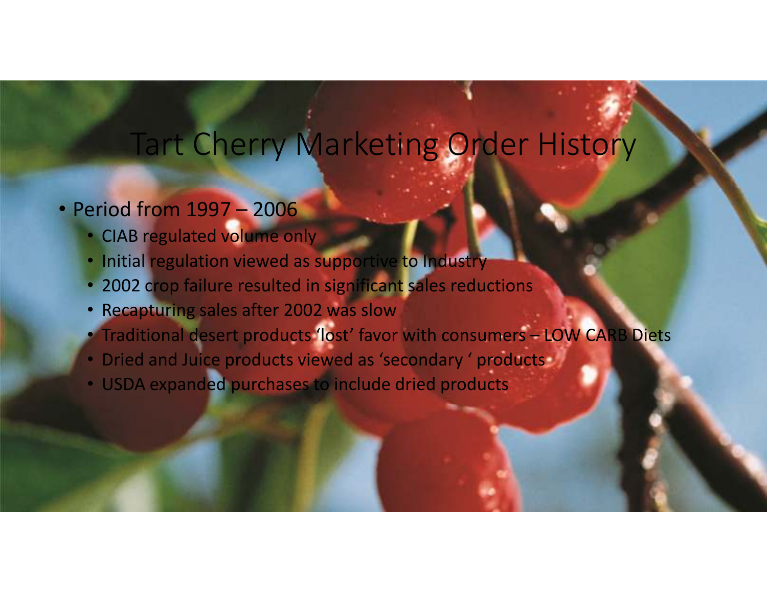# Tart Cherry Marketing Order History

- Period from 1997 – 2006
  - CIAB regulated volume only
  - Initial regulation viewed as supportive to Industry
  - 2002 crop failure resulted in significant sales reductions
  - Recapturing sales after 2002 was slow
  - Traditional desert products 'lost' favor with consumers – LOW CARB Diets
  - Dried and Juice products viewed as 'secondary ' products
  - USDA expanded purchases to include dried products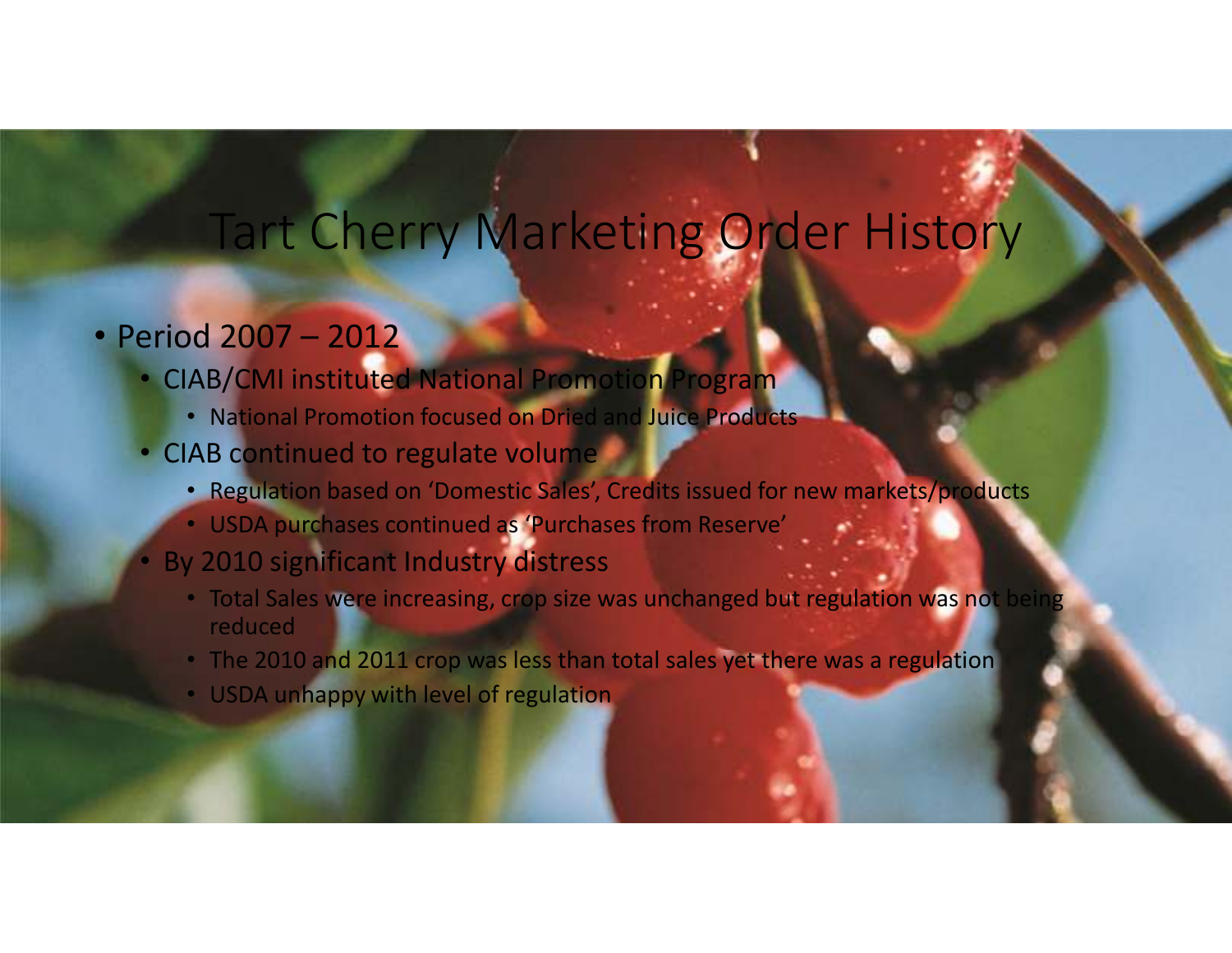# Tart Cherry Marketing Order History

- Period 2007 – 2012
  - CIAB/CMI instituted National Promotion Program
    - National Promotion focused on Dried and Juice Products
  - CIAB continued to regulate volume
    - Regulation based on 'Domestic Sales', Credits issued for new markets/products
    - USDA purchases continued as 'Purchases from Reserve'
  - By 2010 significant Industry distress
    - Total Sales were increasing, crop size was unchanged but regulation was not being reduced
    - The 2010 and 2011 crop was less than total sales yet there was a regulation
    - USDA unhappy with level of regulation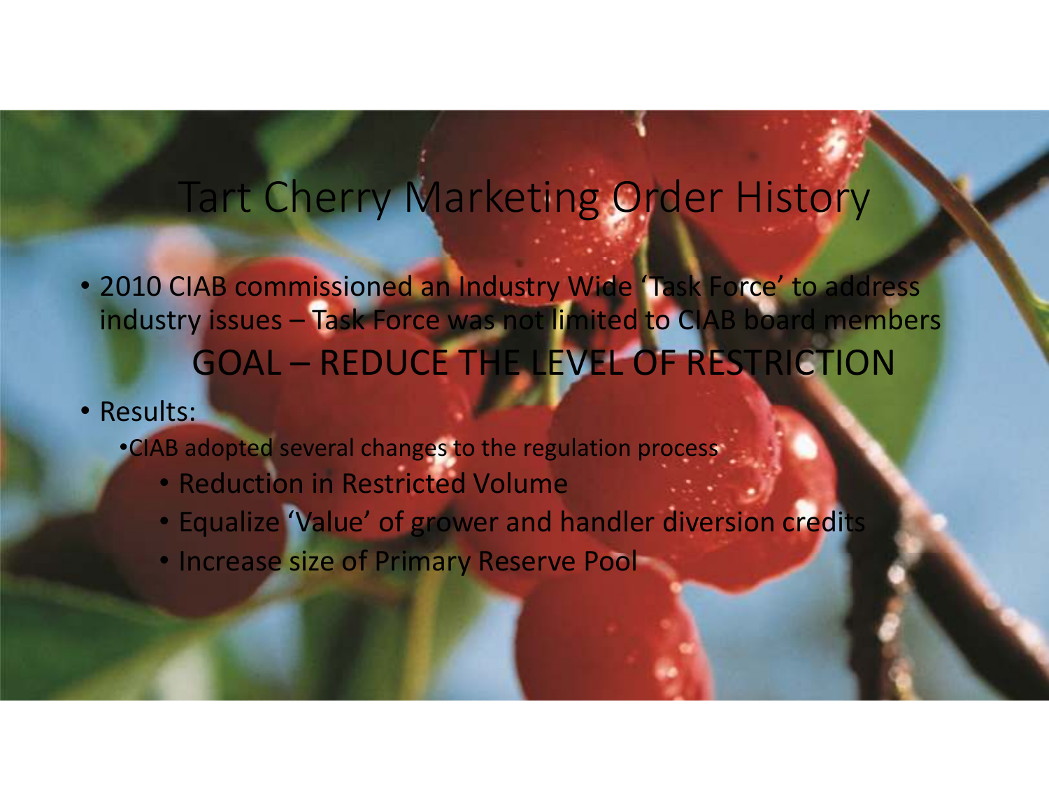# Tart Cherry Marketing Order History

- 2010 CIAB commissioned an Industry Wide 'Task Force' to address industry issues – Task Force was not limited to CIAB board members

GOAL – REDUCE THE LEVEL OF RESTRICTION

- Results:
  - CIAB adopted several changes to the regulation process
    - Reduction in Restricted Volume
    - Equalize 'Value' of grower and handler diversion credits
    - Increase size of Primary Reserve Pool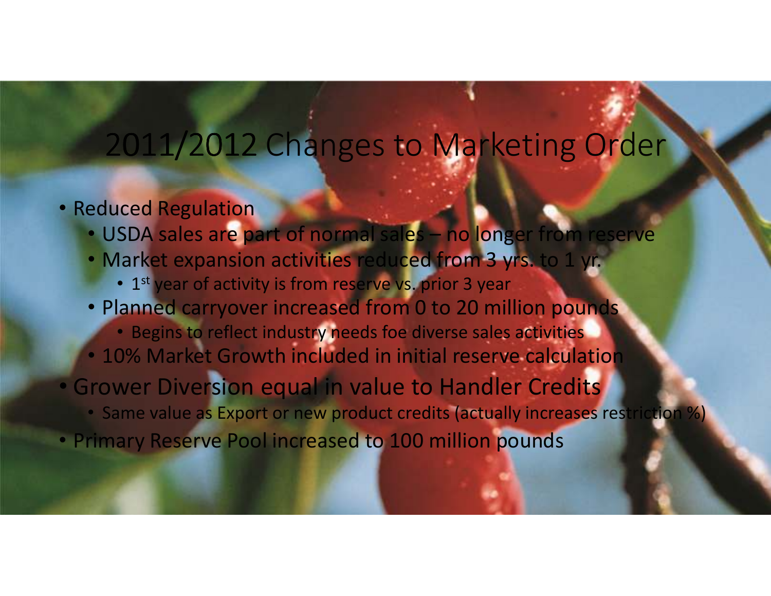# 2011/2012 Changes to Marketing Order

- Reduced Regulation
  - USDA sales are part of normal sales – no longer from reserve
  - Market expansion activities reduced from 3 yrs. to 1 yr.
    - 1st year of activity is from reserve vs. prior 3 year
  - Planned carryover increased from 0 to 20 million pounds
    - Begins to reflect industry needs foe diverse sales activities
  - 10% Market Growth included in initial reserve calculation
- Grower Diversion equal in value to Handler Credits
  - Same value as Export or new product credits (actually increases restriction %)
- Primary Reserve Pool increased to 100 million pounds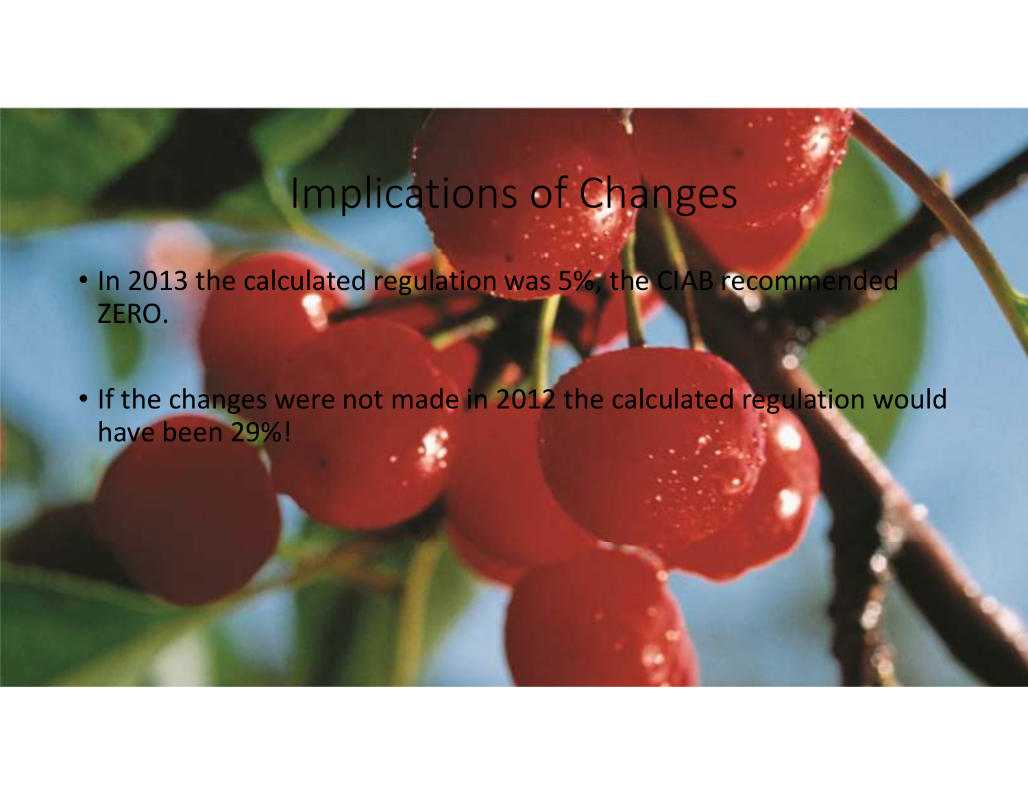# Implications of Changes

- In 2013 the calculated regulation was 5%, the CIAB recommended ZERO.
- If the changes were not made in 2012 the calculated regulation would have been 29%!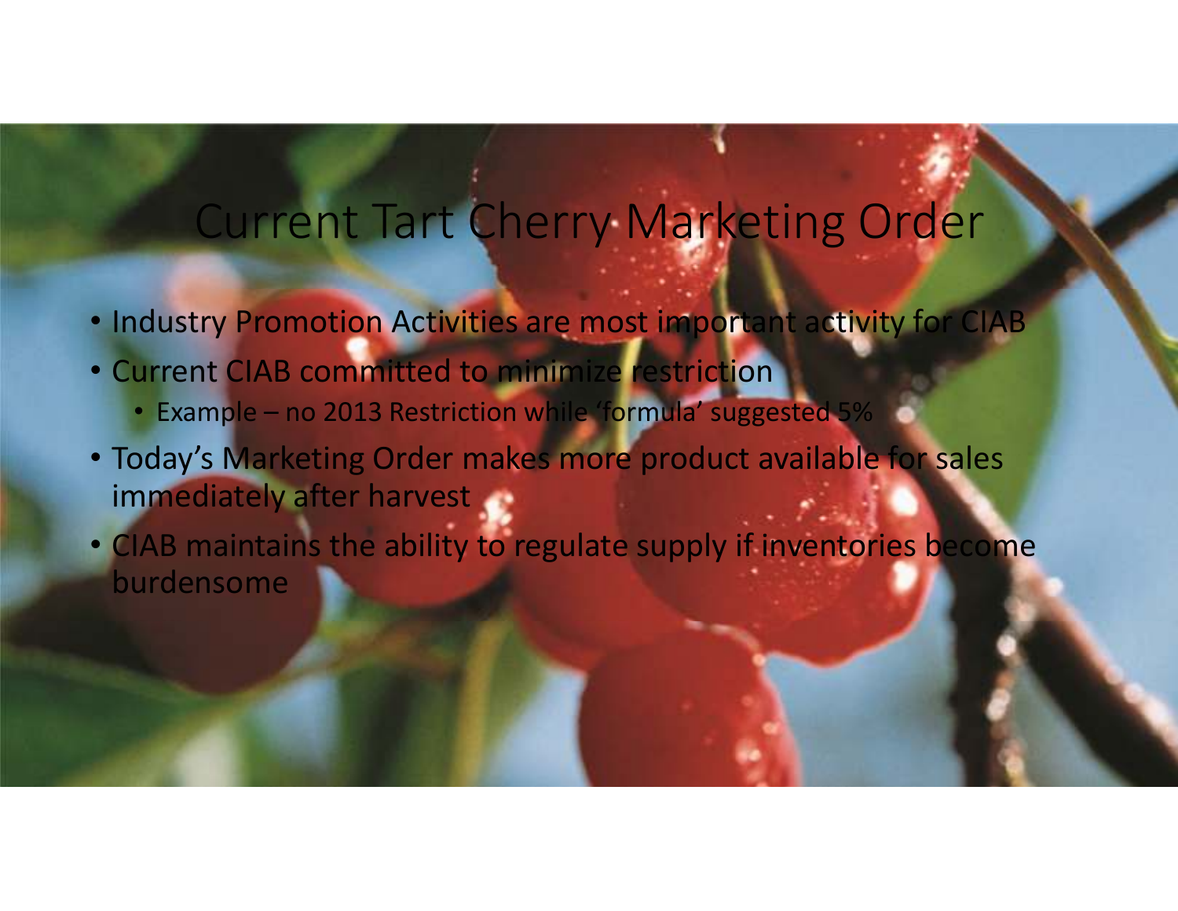# Current Tart Cherry Marketing Order

- Industry Promotion Activities are most important activity for CIAB
- Current CIAB committed to minimize restriction
  - Example – no 2013 Restriction while 'formula' suggested 5%
- Today's Marketing Order makes more product available for sales immediately after harvest
- CIAB maintains the ability to regulate supply if inventories become burdensome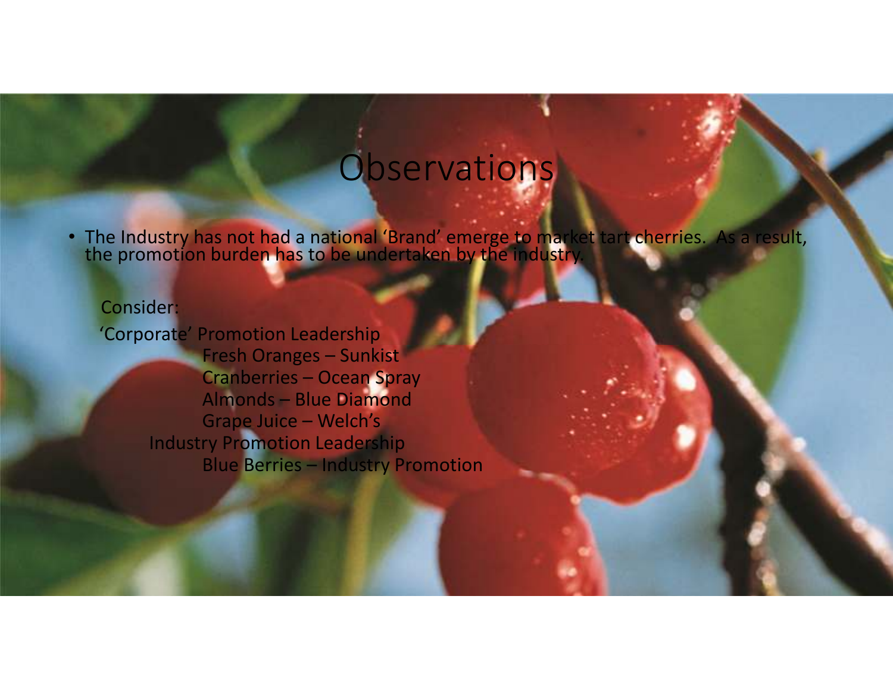# Observations

- The Industry has not had a national 'Brand' emerge to market tart cherries. As a result, the promotion burden has to be undertaken by the industry.

Consider:

'Corporate' Promotion Leadership

- Fresh Oranges – Sunkist
- Cranberries – Ocean Spray
- Almonds – Blue Diamond
- Grape Juice – Welch's

Industry Promotion Leadership

- Blue Berries – Industry Promotion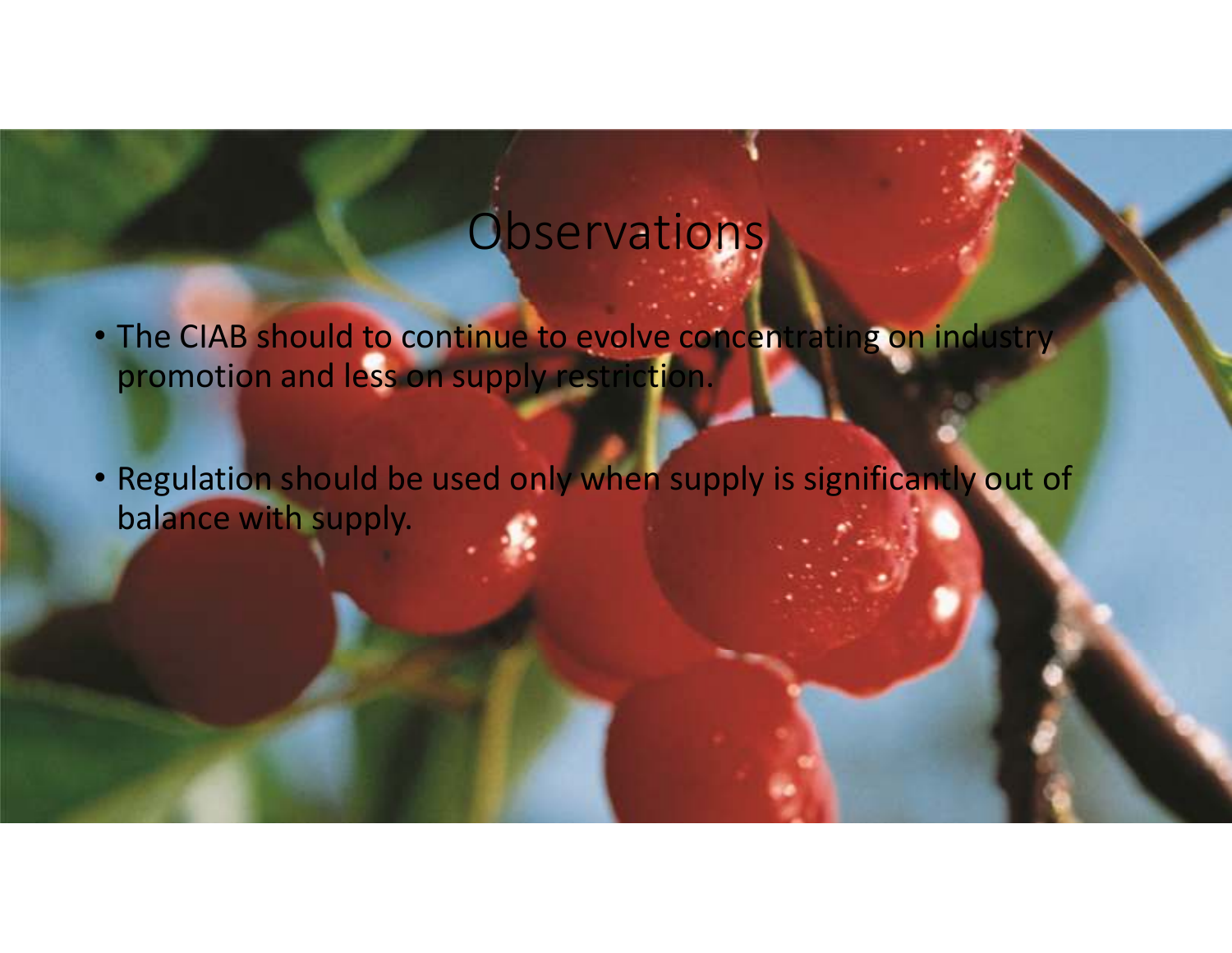# Observations

- The CIAB should to continue to evolve concentrating on industry promotion and less on supply restriction.
- Regulation should be used only when supply is significantly out of balance with supply.